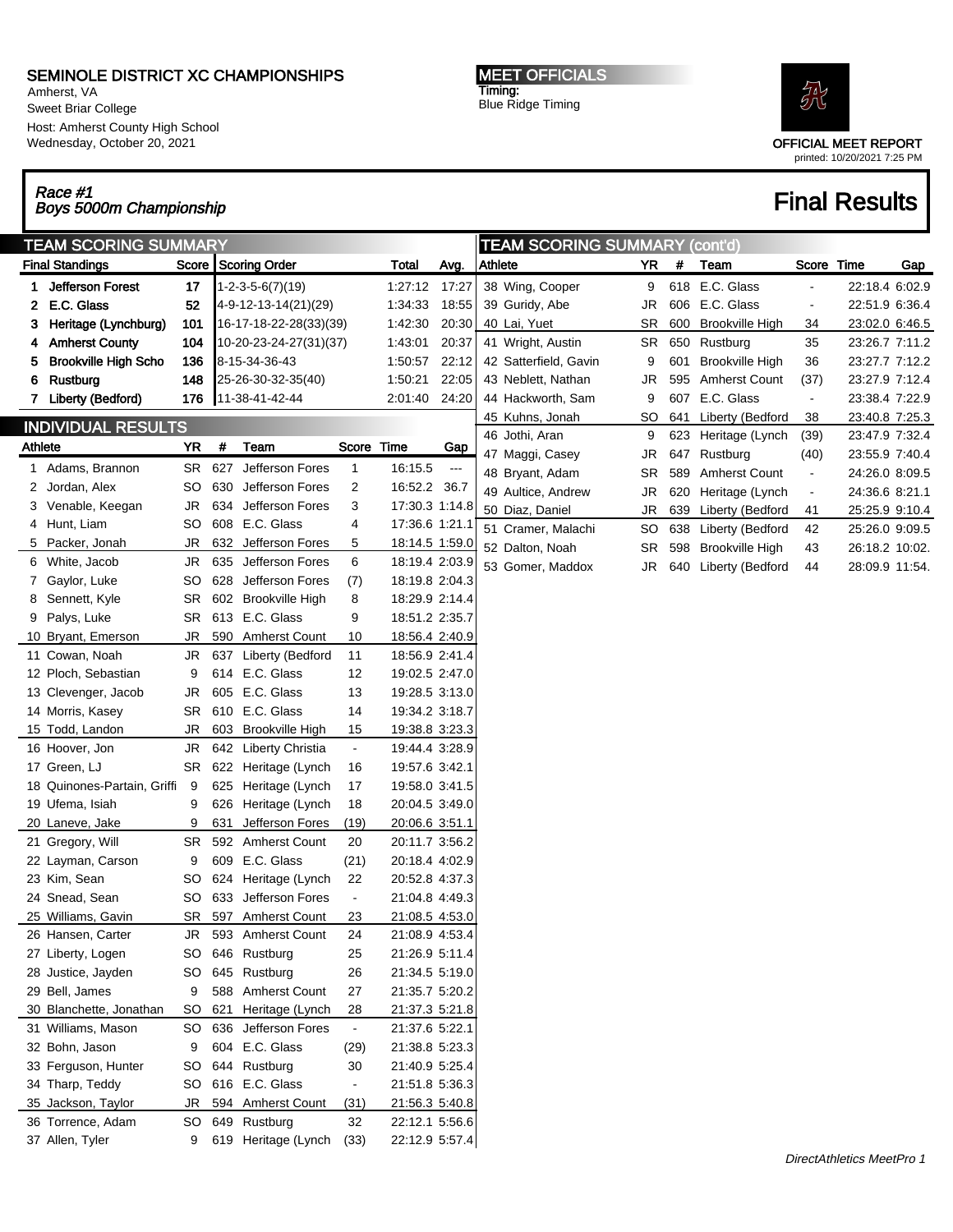# SEMINOLE DISTRICT XC CHAMPIONSHIPS

Amherst, VA
Sweet Briar College
Host: Amherst County High School
Wednesday, October 20, 2021

**MEET OFFICIALS**
Timing:
Blue Ridge Timing

OFFICIAL MEET REPORT
printed: 10/20/2021 7:25 PM

*Race #1*
*Boys 5000m Championship*

## Final Results

### TEAM SCORING SUMMARY

| Final Standings | Score | Scoring Order | Total | Avg. |
|---|---|---|---|---|
| 1 Jefferson Forest | 17 | 1-2-3-5-6(7)(19) | 1:27:12 | 17:27 |
| 2 E.C. Glass | 52 | 4-9-12-13-14(21)(29) | 1:34:33 | 18:55 |
| 3 Heritage (Lynchburg) | 101 | 16-17-18-22-28(33)(39) | 1:42:30 | 20:30 |
| 4 Amherst County | 104 | 10-20-23-24-27(31)(37) | 1:43:01 | 20:37 |
| 5 Brookville High Scho | 136 | 8-15-34-36-43 | 1:50:57 | 22:12 |
| 6 Rustburg | 148 | 25-26-30-32-35(40) | 1:50:21 | 22:05 |
| 7 Liberty (Bedford) | 176 | 11-38-41-42-44 | 2:01:40 | 24:20 |

### INDIVIDUAL RESULTS

| Athlete | YR | # | Team | Score | Time | Gap |
|---|---|---|---|---|---|---|
| 1 Adams, Brannon | SR | 627 | Jefferson Fores | 1 | 16:15.5 | --- |
| 2 Jordan, Alex | SO | 630 | Jefferson Fores | 2 | 16:52.2 | 36.7 |
| 3 Venable, Keegan | JR | 634 | Jefferson Fores | 3 | 17:30.3 | 1:14.8 |
| 4 Hunt, Liam | SO | 608 | E.C. Glass | 4 | 17:36.6 | 1:21.1 |
| 5 Packer, Jonah | JR | 632 | Jefferson Fores | 5 | 18:14.5 | 1:59.0 |
| 6 White, Jacob | JR | 635 | Jefferson Fores | 6 | 18:19.4 | 2:03.9 |
| 7 Gaylor, Luke | SO | 628 | Jefferson Fores | (7) | 18:19.8 | 2:04.3 |
| 8 Sennett, Kyle | SR | 602 | Brookville High | 8 | 18:29.9 | 2:14.4 |
| 9 Palys, Luke | SR | 613 | E.C. Glass | 9 | 18:51.2 | 2:35.7 |
| 10 Bryant, Emerson | JR | 590 | Amherst Count | 10 | 18:56.4 | 2:40.9 |
| 11 Cowan, Noah | JR | 637 | Liberty (Bedford | 11 | 18:56.9 | 2:41.4 |
| 12 Ploch, Sebastian | 9 | 614 | E.C. Glass | 12 | 19:02.5 | 2:47.0 |
| 13 Clevenger, Jacob | JR | 605 | E.C. Glass | 13 | 19:28.5 | 3:13.0 |
| 14 Morris, Kasey | SR | 610 | E.C. Glass | 14 | 19:34.2 | 3:18.7 |
| 15 Todd, Landon | JR | 603 | Brookville High | 15 | 19:38.8 | 3:23.3 |
| 16 Hoover, Jon | JR | 642 | Liberty Christia | - | 19:44.4 | 3:28.9 |
| 17 Green, LJ | SR | 622 | Heritage (Lynch | 16 | 19:57.6 | 3:42.1 |
| 18 Quinones-Partain, Griffi | 9 | 625 | Heritage (Lynch | 17 | 19:58.0 | 3:41.5 |
| 19 Ufema, Isiah | 9 | 626 | Heritage (Lynch | 18 | 20:04.5 | 3:49.0 |
| 20 Laneve, Jake | 9 | 631 | Jefferson Fores | (19) | 20:06.6 | 3:51.1 |
| 21 Gregory, Will | SR | 592 | Amherst Count | 20 | 20:11.7 | 3:56.2 |
| 22 Layman, Carson | 9 | 609 | E.C. Glass | (21) | 20:18.4 | 4:02.9 |
| 23 Kim, Sean | SO | 624 | Heritage (Lynch | 22 | 20:52.8 | 4:37.3 |
| 24 Snead, Sean | SO | 633 | Jefferson Fores | - | 21:04.8 | 4:49.3 |
| 25 Williams, Gavin | SR | 597 | Amherst Count | 23 | 21:08.5 | 4:53.0 |
| 26 Hansen, Carter | JR | 593 | Amherst Count | 24 | 21:08.9 | 4:53.4 |
| 27 Liberty, Logen | SO | 646 | Rustburg | 25 | 21:26.9 | 5:11.4 |
| 28 Justice, Jayden | SO | 645 | Rustburg | 26 | 21:34.5 | 5:19.0 |
| 29 Bell, James | 9 | 588 | Amherst Count | 27 | 21:35.7 | 5:20.2 |
| 30 Blanchette, Jonathan | SO | 621 | Heritage (Lynch | 28 | 21:37.3 | 5:21.8 |
| 31 Williams, Mason | SO | 636 | Jefferson Fores | - | 21:37.6 | 5:22.1 |
| 32 Bohn, Jason | 9 | 604 | E.C. Glass | (29) | 21:38.8 | 5:23.3 |
| 33 Ferguson, Hunter | SO | 644 | Rustburg | 30 | 21:40.9 | 5:25.4 |
| 34 Tharp, Teddy | SO | 616 | E.C. Glass | - | 21:51.8 | 5:36.3 |
| 35 Jackson, Taylor | JR | 594 | Amherst Count | (31) | 21:56.3 | 5:40.8 |
| 36 Torrence, Adam | SO | 649 | Rustburg | 32 | 22:12.1 | 5:56.6 |
| 37 Allen, Tyler | 9 | 619 | Heritage (Lynch | (33) | 22:12.9 | 5:57.4 |
| 38 Wing, Cooper | 9 | 618 | E.C. Glass | - | 22:18.4 | 6:02.9 |
| 39 Guridy, Abe | JR | 606 | E.C. Glass | - | 22:51.9 | 6:36.4 |
| 40 Lai, Yuet | SR | 600 | Brookville High | 34 | 23:02.0 | 6:46.5 |
| 41 Wright, Austin | SR | 650 | Rustburg | 35 | 23:26.7 | 7:11.2 |
| 42 Satterfield, Gavin | 9 | 601 | Brookville High | 36 | 23:27.7 | 7:12.2 |
| 43 Neblett, Nathan | JR | 595 | Amherst Count | (37) | 23:27.9 | 7:12.4 |
| 44 Hackworth, Sam | 9 | 607 | E.C. Glass | - | 23:38.4 | 7:22.9 |
| 45 Kuhns, Jonah | SO | 641 | Liberty (Bedford | 38 | 23:40.8 | 7:25.3 |
| 46 Jothi, Aran | 9 | 623 | Heritage (Lynch | (39) | 23:47.9 | 7:32.4 |
| 47 Maggi, Casey | JR | 647 | Rustburg | (40) | 23:55.9 | 7:40.4 |
| 48 Bryant, Adam | SR | 589 | Amherst Count | - | 24:26.0 | 8:09.5 |
| 49 Aultice, Andrew | JR | 620 | Heritage (Lynch | - | 24:36.6 | 8:21.1 |
| 50 Diaz, Daniel | JR | 639 | Liberty (Bedford | 41 | 25:25.9 | 9:10.4 |
| 51 Cramer, Malachi | SO | 638 | Liberty (Bedford | 42 | 25:26.0 | 9:09.5 |
| 52 Dalton, Noah | SR | 598 | Brookville High | 43 | 26:18.2 | 10:02. |
| 53 Gomer, Maddox | JR | 640 | Liberty (Bedford | 44 | 28:09.9 | 11:54. |

DirectAthletics MeetPro 1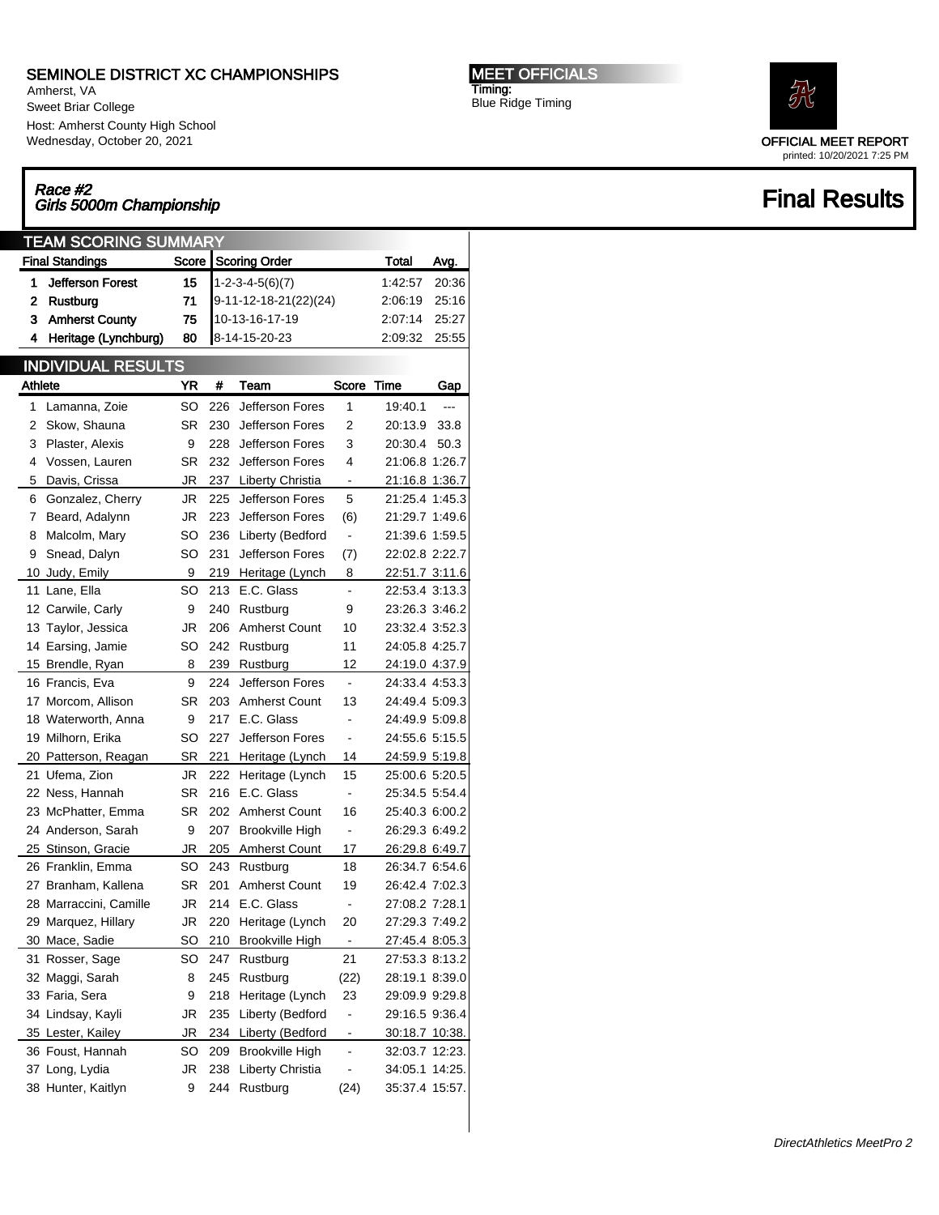SEMINOLE DISTRICT XC CHAMPIONSHIPS
Amherst, VA
Sweet Briar College
Host: Amherst County High School
Wednesday, October 20, 2021

MEET OFFICIALS
Timing:
Blue Ridge Timing

OFFICIAL MEET REPORT
printed: 10/20/2021 7:25 PM

## *Race #2*
## *Girls 5000m Championship*

# Final Results

## TEAM SCORING SUMMARY

| | Final Standings | Score | Scoring Order | Total | Avg. |
|---|---|---|---|---|---|
| 1 | Jefferson Forest | 15 | 1-2-3-4-5(6)(7) | 1:42:57 | 20:36 |
| 2 | Rustburg | 71 | 9-11-12-18-21(22)(24) | 2:06:19 | 25:16 |
| 3 | Amherst County | 75 | 10-13-16-17-19 | 2:07:14 | 25:27 |
| 4 | Heritage (Lynchburg) | 80 | 8-14-15-20-23 | 2:09:32 | 25:55 |

## INDIVIDUAL RESULTS

| | Athlete | YR | # | Team | Score | Time | Gap |
|---|---|---|---|---|---|---|---|
| 1 | Lamanna, Zoie | SO | 226 | Jefferson Fores | 1 | 19:40.1 | --- |
| 2 | Skow, Shauna | SR | 230 | Jefferson Fores | 2 | 20:13.9 | 33.8 |
| 3 | Plaster, Alexis | 9 | 228 | Jefferson Fores | 3 | 20:30.4 | 50.3 |
| 4 | Vossen, Lauren | SR | 232 | Jefferson Fores | 4 | 21:06.8 | 1:26.7 |
| 5 | Davis, Crissa | JR | 237 | Liberty Christia | - | 21:16.8 | 1:36.7 |
| 6 | Gonzalez, Cherry | JR | 225 | Jefferson Fores | 5 | 21:25.4 | 1:45.3 |
| 7 | Beard, Adalynn | JR | 223 | Jefferson Fores | (6) | 21:29.7 | 1:49.6 |
| 8 | Malcolm, Mary | SO | 236 | Liberty (Bedford | - | 21:39.6 | 1:59.5 |
| 9 | Snead, Dalyn | SO | 231 | Jefferson Fores | (7) | 22:02.8 | 2:22.7 |
| 10 | Judy, Emily | 9 | 219 | Heritage (Lynch | 8 | 22:51.7 | 3:11.6 |
| 11 | Lane, Ella | SO | 213 | E.C. Glass | - | 22:53.4 | 3:13.3 |
| 12 | Carwile, Carly | 9 | 240 | Rustburg | 9 | 23:26.3 | 3:46.2 |
| 13 | Taylor, Jessica | JR | 206 | Amherst Count | 10 | 23:32.4 | 3:52.3 |
| 14 | Earsing, Jamie | SO | 242 | Rustburg | 11 | 24:05.8 | 4:25.7 |
| 15 | Brendle, Ryan | 8 | 239 | Rustburg | 12 | 24:19.0 | 4:37.9 |
| 16 | Francis, Eva | 9 | 224 | Jefferson Fores | - | 24:33.4 | 4:53.3 |
| 17 | Morcom, Allison | SR | 203 | Amherst Count | 13 | 24:49.4 | 5:09.3 |
| 18 | Waterworth, Anna | 9 | 217 | E.C. Glass | - | 24:49.9 | 5:09.8 |
| 19 | Milhorn, Erika | SO | 227 | Jefferson Fores | - | 24:55.6 | 5:15.5 |
| 20 | Patterson, Reagan | SR | 221 | Heritage (Lynch | 14 | 24:59.9 | 5:19.8 |
| 21 | Ufema, Zion | JR | 222 | Heritage (Lynch | 15 | 25:00.6 | 5:20.5 |
| 22 | Ness, Hannah | SR | 216 | E.C. Glass | - | 25:34.5 | 5:54.4 |
| 23 | McPhatter, Emma | SR | 202 | Amherst Count | 16 | 25:40.3 | 6:00.2 |
| 24 | Anderson, Sarah | 9 | 207 | Brookville High | - | 26:29.3 | 6:49.2 |
| 25 | Stinson, Gracie | JR | 205 | Amherst Count | 17 | 26:29.8 | 6:49.7 |
| 26 | Franklin, Emma | SO | 243 | Rustburg | 18 | 26:34.7 | 6:54.6 |
| 27 | Branham, Kallena | SR | 201 | Amherst Count | 19 | 26:42.4 | 7:02.3 |
| 28 | Marraccini, Camille | JR | 214 | E.C. Glass | - | 27:08.2 | 7:28.1 |
| 29 | Marquez, Hillary | JR | 220 | Heritage (Lynch | 20 | 27:29.3 | 7:49.2 |
| 30 | Mace, Sadie | SO | 210 | Brookville High | - | 27:45.4 | 8:05.3 |
| 31 | Rosser, Sage | SO | 247 | Rustburg | 21 | 27:53.3 | 8:13.2 |
| 32 | Maggi, Sarah | 8 | 245 | Rustburg | (22) | 28:19.1 | 8:39.0 |
| 33 | Faria, Sera | 9 | 218 | Heritage (Lynch | 23 | 29:09.9 | 9:29.8 |
| 34 | Lindsay, Kayli | JR | 235 | Liberty (Bedford | - | 29:16.5 | 9:36.4 |
| 35 | Lester, Kailey | JR | 234 | Liberty (Bedford | - | 30:18.7 | 10:38. |
| 36 | Foust, Hannah | SO | 209 | Brookville High | - | 32:03.7 | 12:23. |
| 37 | Long, Lydia | JR | 238 | Liberty Christia | - | 34:05.1 | 14:25. |
| 38 | Hunter, Kaitlyn | 9 | 244 | Rustburg | (24) | 35:37.4 | 15:57. |

*DirectAthletics MeetPro 2*